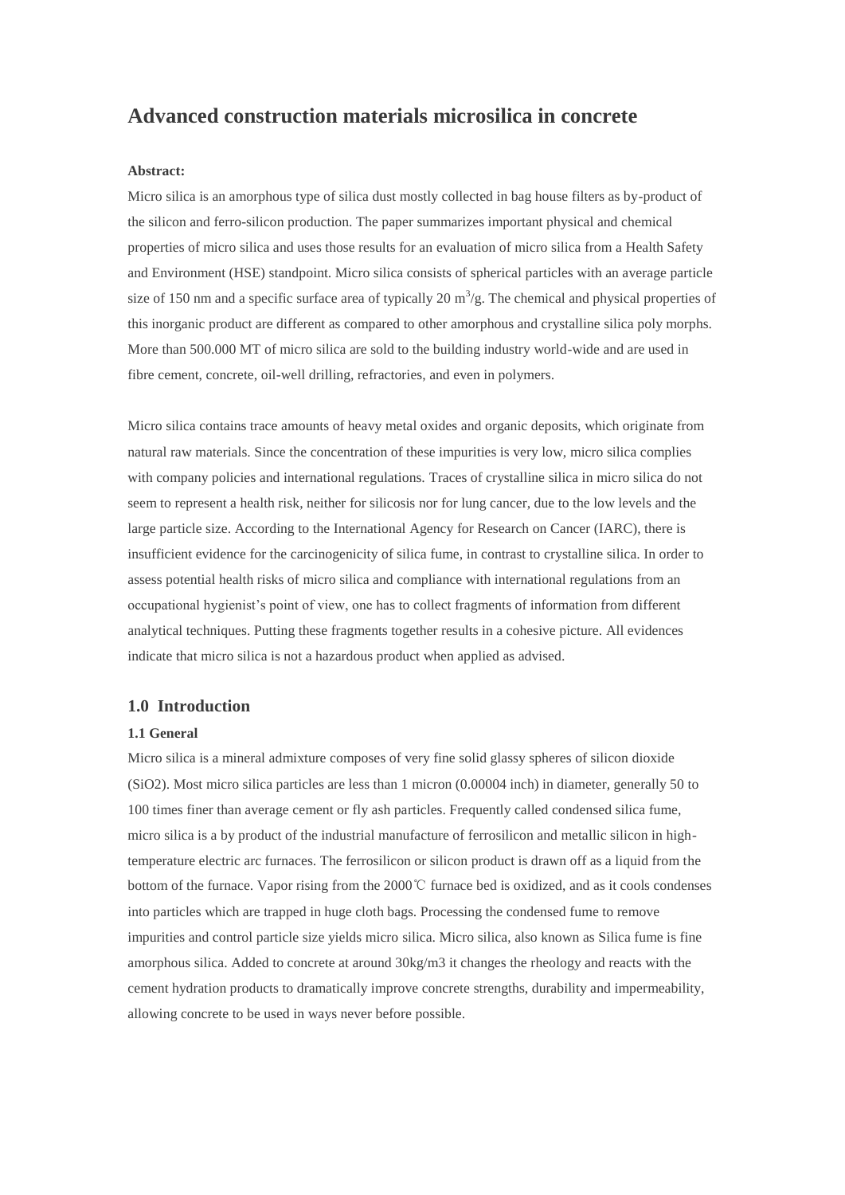# Advanced construction materials microsilica in concrete

**Abstract:**

Micro silica is an amorphous type of silica dust mostly collected in bag house filters as by-product of the silicon and ferro-silicon production. The paper summarizes important physical and chemical properties of micro silica and uses those results for an evaluation of micro silica from a Health Safety and Environment (HSE) standpoint. Micro silica consists of spherical particles with an average particle size of 150 nm and a specific surface area of typically 20 $m^3/g$. The chemical and physical properties of this inorganic product are different as compared to other amorphous and crystalline silica poly morphs. More than 500.000 MT of micro silica are sold to the building industry world-wide and are used in fibre cement, concrete, oil-well drilling, refractories, and even in polymers.

Micro silica contains trace amounts of heavy metal oxides and organic deposits, which originate from natural raw materials. Since the concentration of these impurities is very low, micro silica complies with company policies and international regulations. Traces of crystalline silica in micro silica do not seem to represent a health risk, neither for silicosis nor for lung cancer, due to the low levels and the large particle size. According to the International Agency for Research on Cancer (IARC), there is insufficient evidence for the carcinogenicity of silica fume, in contrast to crystalline silica. In order to assess potential health risks of micro silica and compliance with international regulations from an occupational hygienist's point of view, one has to collect fragments of information from different analytical techniques. Putting these fragments together results in a cohesive picture. All evidences indicate that micro silica is not a hazardous product when applied as advised.

## 1.0 Introduction

### 1.1 General

Micro silica is a mineral admixture composes of very fine solid glassy spheres of silicon dioxide ($SiO_2$). Most micro silica particles are less than 1 micron (0.00004 inch) in diameter, generally 50 to 100 times finer than average cement or fly ash particles. Frequently called condensed silica fume, micro silica is a by product of the industrial manufacture of ferrosilicon and metallic silicon in high-temperature electric arc furnaces. The ferrosilicon or silicon product is drawn off as a liquid from the bottom of the furnace. Vapor rising from the 2000℃ furnace bed is oxidized, and as it cools condenses into particles which are trapped in huge cloth bags. Processing the condensed fume to remove impurities and control particle size yields micro silica. Micro silica, also known as Silica fume is fine amorphous silica. Added to concrete at around 30kg/m3 it changes the rheology and reacts with the cement hydration products to dramatically improve concrete strengths, durability and impermeability, allowing concrete to be used in ways never before possible.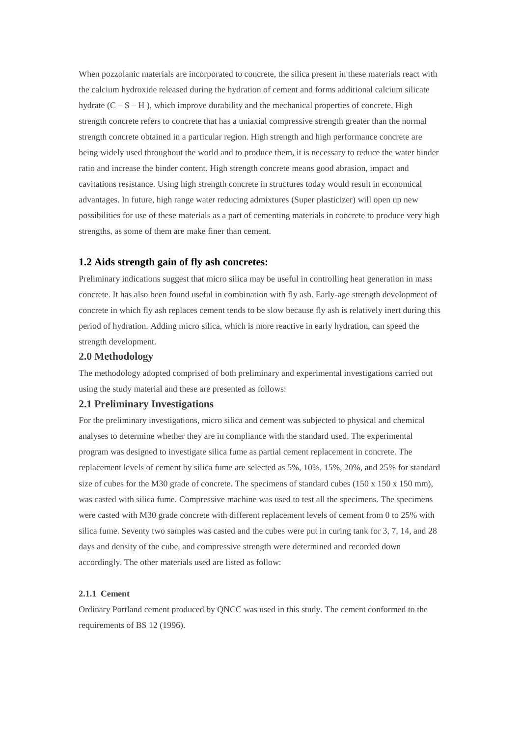When pozzolanic materials are incorporated to concrete, the silica present in these materials react with the calcium hydroxide released during the hydration of cement and forms additional calcium silicate hydrate (C – S – H ), which improve durability and the mechanical properties of concrete. High strength concrete refers to concrete that has a uniaxial compressive strength greater than the normal strength concrete obtained in a particular region. High strength and high performance concrete are being widely used throughout the world and to produce them, it is necessary to reduce the water binder ratio and increase the binder content. High strength concrete means good abrasion, impact and cavitations resistance. Using high strength concrete in structures today would result in economical advantages. In future, high range water reducing admixtures (Super plasticizer) will open up new possibilities for use of these materials as a part of cementing materials in concrete to produce very high strengths, as some of them are make finer than cement.

### 1.2 Aids strength gain of fly ash concretes:

Preliminary indications suggest that micro silica may be useful in controlling heat generation in mass concrete. It has also been found useful in combination with fly ash. Early-age strength development of concrete in which fly ash replaces cement tends to be slow because fly ash is relatively inert during this period of hydration. Adding micro silica, which is more reactive in early hydration, can speed the strength development.

## 2.0 Methodology

The methodology adopted comprised of both preliminary and experimental investigations carried out using the study material and these are presented as follows:

### 2.1 Preliminary Investigations

For the preliminary investigations, micro silica and cement was subjected to physical and chemical analyses to determine whether they are in compliance with the standard used. The experimental program was designed to investigate silica fume as partial cement replacement in concrete. The replacement levels of cement by silica fume are selected as 5%, 10%, 15%, 20%, and 25% for standard size of cubes for the M30 grade of concrete. The specimens of standard cubes (150 x 150 x 150 mm), was casted with silica fume. Compressive machine was used to test all the specimens. The specimens were casted with M30 grade concrete with different replacement levels of cement from 0 to 25% with silica fume. Seventy two samples was casted and the cubes were put in curing tank for 3, 7, 14, and 28 days and density of the cube, and compressive strength were determined and recorded down accordingly. The other materials used are listed as follow:

#### 2.1.1 Cement

Ordinary Portland cement produced by QNCC was used in this study. The cement conformed to the requirements of BS 12 (1996).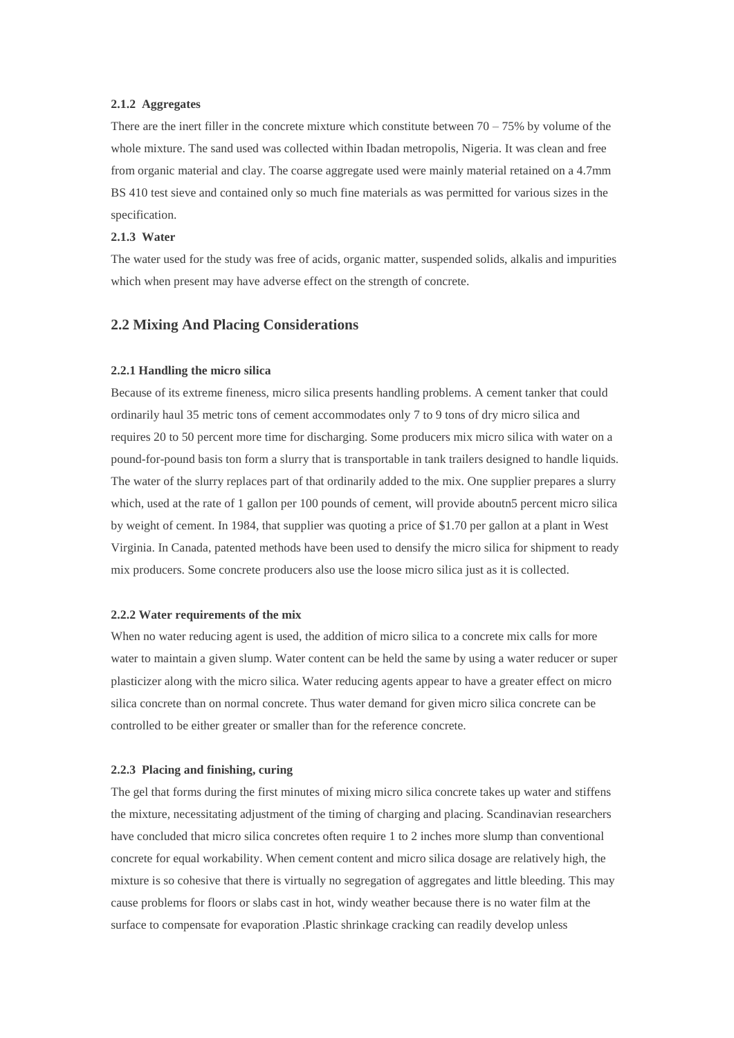**2.1.2 Aggregates**

There are the inert filler in the concrete mixture which constitute between 70 – 75% by volume of the whole mixture. The sand used was collected within Ibadan metropolis, Nigeria. It was clean and free from organic material and clay. The coarse aggregate used were mainly material retained on a 4.7mm BS 410 test sieve and contained only so much fine materials as was permitted for various sizes in the specification.

**2.1.3 Water**

The water used for the study was free of acids, organic matter, suspended solids, alkalis and impurities which when present may have adverse effect on the strength of concrete.

## 2.2 Mixing And Placing Considerations

**2.2.1 Handling the micro silica**

Because of its extreme fineness, micro silica presents handling problems. A cement tanker that could ordinarily haul 35 metric tons of cement accommodates only 7 to 9 tons of dry micro silica and requires 20 to 50 percent more time for discharging. Some producers mix micro silica with water on a pound-for-pound basis ton form a slurry that is transportable in tank trailers designed to handle liquids. The water of the slurry replaces part of that ordinarily added to the mix. One supplier prepares a slurry which, used at the rate of 1 gallon per 100 pounds of cement, will provide aboutn5 percent micro silica by weight of cement. In 1984, that supplier was quoting a price of $1.70 per gallon at a plant in West Virginia. In Canada, patented methods have been used to densify the micro silica for shipment to ready mix producers. Some concrete producers also use the loose micro silica just as it is collected.

**2.2.2 Water requirements of the mix**

When no water reducing agent is used, the addition of micro silica to a concrete mix calls for more water to maintain a given slump. Water content can be held the same by using a water reducer or super plasticizer along with the micro silica. Water reducing agents appear to have a greater effect on micro silica concrete than on normal concrete. Thus water demand for given micro silica concrete can be controlled to be either greater or smaller than for the reference concrete.

**2.2.3 Placing and finishing, curing**

The gel that forms during the first minutes of mixing micro silica concrete takes up water and stiffens the mixture, necessitating adjustment of the timing of charging and placing. Scandinavian researchers have concluded that micro silica concretes often require 1 to 2 inches more slump than conventional concrete for equal workability. When cement content and micro silica dosage are relatively high, the mixture is so cohesive that there is virtually no segregation of aggregates and little bleeding. This may cause problems for floors or slabs cast in hot, windy weather because there is no water film at the surface to compensate for evaporation .Plastic shrinkage cracking can readily develop unless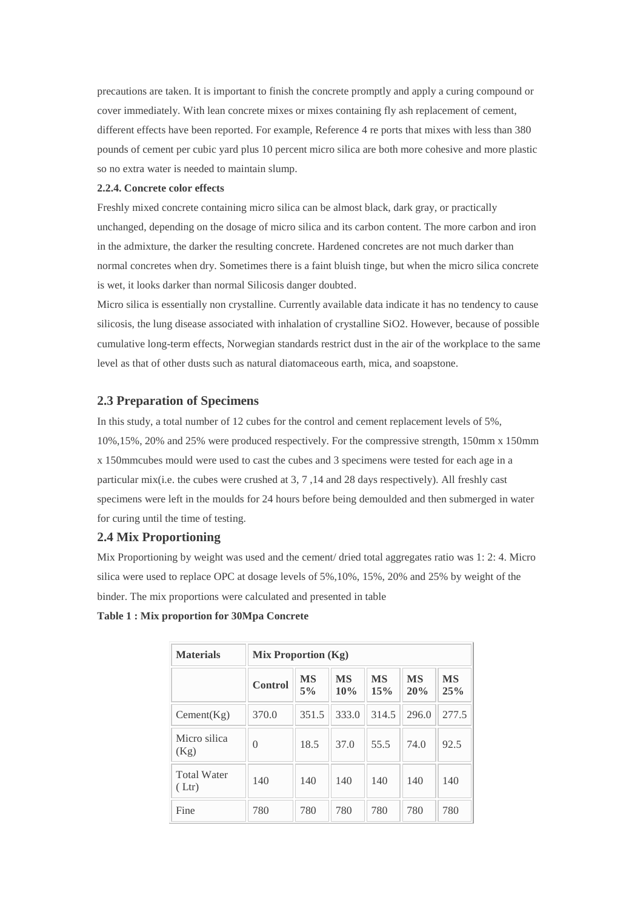precautions are taken. It is important to finish the concrete promptly and apply a curing compound or cover immediately. With lean concrete mixes or mixes containing fly ash replacement of cement, different effects have been reported. For example, Reference 4 re ports that mixes with less than 380 pounds of cement per cubic yard plus 10 percent micro silica are both more cohesive and more plastic so no extra water is needed to maintain slump.

**2.2.4. Concrete color effects**

Freshly mixed concrete containing micro silica can be almost black, dark gray, or practically unchanged, depending on the dosage of micro silica and its carbon content. The more carbon and iron in the admixture, the darker the resulting concrete. Hardened concretes are not much darker than normal concretes when dry. Sometimes there is a faint bluish tinge, but when the micro silica concrete is wet, it looks darker than normal Silicosis danger doubted.

Micro silica is essentially non crystalline. Currently available data indicate it has no tendency to cause silicosis, the lung disease associated with inhalation of crystalline $SiO_2$. However, because of possible cumulative long-term effects, Norwegian standards restrict dust in the air of the workplace to the same level as that of other dusts such as natural diatomaceous earth, mica, and soapstone.

## 2.3 Preparation of Specimens

In this study, a total number of 12 cubes for the control and cement replacement levels of 5%, 10%,15%, 20% and 25% were produced respectively. For the compressive strength, 150mm x 150mm x 150mmcubes mould were used to cast the cubes and 3 specimens were tested for each age in a particular mix(i.e. the cubes were crushed at 3, 7 ,14 and 28 days respectively). All freshly cast specimens were left in the moulds for 24 hours before being demoulded and then submerged in water for curing until the time of testing.

## 2.4 Mix Proportioning

Mix Proportioning by weight was used and the cement/ dried total aggregates ratio was 1: 2: 4. Micro silica were used to replace OPC at dosage levels of 5%,10%, 15%, 20% and 25% by weight of the binder. The mix proportions were calculated and presented in table

**Table 1 : Mix proportion for 30Mpa Concrete**

| Materials | Mix Proportion (Kg) | | | | | |
|---|---|---|---|---|---|---|
| | **Control** | **MS 5%** | **MS 10%** | **MS 15%** | **MS 20%** | **MS 25%** |
| Cement(Kg) | 370.0 | 351.5 | 333.0 | 314.5 | 296.0 | 277.5 |
| Micro silica (Kg) | 0 | 18.5 | 37.0 | 55.5 | 74.0 | 92.5 |
| Total Water ( Ltr) | 140 | 140 | 140 | 140 | 140 | 140 |
| Fine | 780 | 780 | 780 | 780 | 780 | 780 |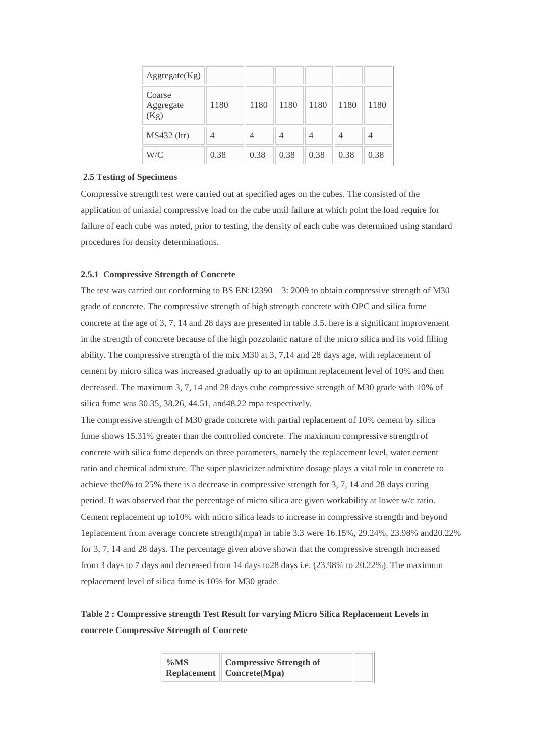| Aggregate(Kg) | | | | | | |
|---|---|---|---|---|---|---|
| Coarse Aggregate (Kg) | 1180 | 1180 | 1180 | 1180 | 1180 | 1180 |
| MS432 (ltr) | 4 | 4 | 4 | 4 | 4 | 4 |
| W/C | 0.38 | 0.38 | 0.38 | 0.38 | 0.38 | 0.38 |

### 2.5 Testing of Specimens

Compressive strength test were carried out at specified ages on the cubes. The consisted of the application of uniaxial compressive load on the cube until failure at which point the load require for failure of each cube was noted, prior to testing, the density of each cube was determined using standard procedures for density determinations.

#### 2.5.1 Compressive Strength of Concrete

The test was carried out conforming to BS EN:12390 – 3: 2009 to obtain compressive strength of M30 grade of concrete. The compressive strength of high strength concrete with OPC and silica fume concrete at the age of 3, 7, 14 and 28 days are presented in table 3.5. here is a significant improvement in the strength of concrete because of the high pozzolanic nature of the micro silica and its void filling ability. The compressive strength of the mix M30 at 3, 7,14 and 28 days age, with replacement of cement by micro silica was increased gradually up to an optimum replacement level of 10% and then decreased. The maximum 3, 7, 14 and 28 days cube compressive strength of M30 grade with 10% of silica fume was 30.35, 38.26, 44.51, and48.22 mpa respectively.

The compressive strength of M30 grade concrete with partial replacement of 10% cement by silica fume shows 15.31% greater than the controlled concrete. The maximum compressive strength of concrete with silica fume depends on three parameters, namely the replacement level, water cement ratio and chemical admixture. The super plasticizer admixture dosage plays a vital role in concrete to achieve the0% to 25% there is a decrease in compressive strength for 3, 7, 14 and 28 days curing period. It was observed that the percentage of micro silica are given workability at lower w/c ratio. Cement replacement up to10% with micro silica leads to increase in compressive strength and beyond 1eplacement from average concrete strength(mpa) in table 3.3 were 16.15%, 29.24%, 23.98% and20.22% for 3, 7, 14 and 28 days. The percentage given above shown that the compressive strength increased from 3 days to 7 days and decreased from 14 days to28 days i.e. (23.98% to 20.22%). The maximum replacement level of silica fume is 10% for M30 grade.

**Table 2 : Compressive strength Test Result for varying Micro Silica Replacement Levels in concrete Compressive Strength of Concrete**

| %MS Replacement | Compressive Strength of Concrete(Mpa) | |
|---|---|---|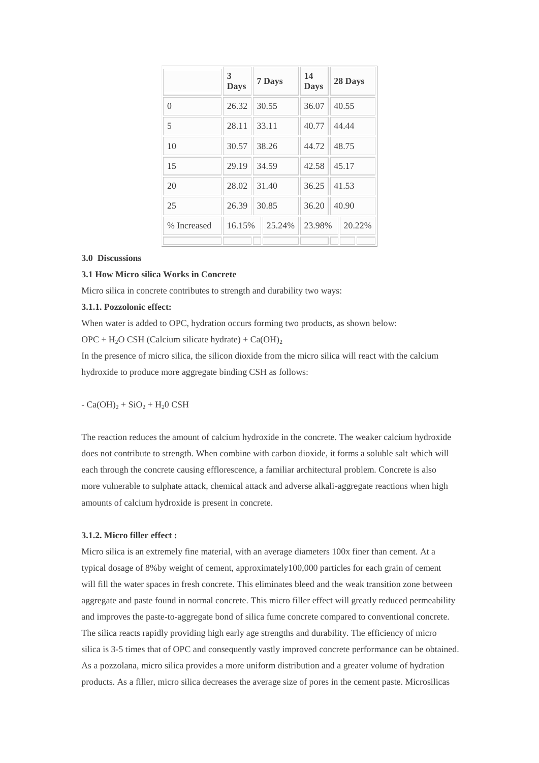| | 3 Days | 7 Days | 14 Days | 28 Days |
|---|---|---|---|---|
| 0 | 26.32 | 30.55 | 36.07 | 40.55 |
| 5 | 28.11 | 33.11 | 40.77 | 44.44 |
| 10 | 30.57 | 38.26 | 44.72 | 48.75 |
| 15 | 29.19 | 34.59 | 42.58 | 45.17 |
| 20 | 28.02 | 31.40 | 36.25 | 41.53 |
| 25 | 26.39 | 30.85 | 36.20 | 40.90 |
| % Increased | 16.15% | 25.24% | 23.98% | 20.22% |

**3.0 Discussions**

**3.1 How Micro silica Works in Concrete**

Micro silica in concrete contributes to strength and durability two ways:

**3.1.1. Pozzolonic effect:**

When water is added to OPC, hydration occurs forming two products, as shown below:

OPC + $H_2O$ CSH (Calcium silicate hydrate) + $Ca(OH)_2$

In the presence of micro silica, the silicon dioxide from the micro silica will react with the calcium hydroxide to produce more aggregate binding CSH as follows:

- $Ca(OH)_2$ + $SiO_2$ + $H_20$ CSH

The reaction reduces the amount of calcium hydroxide in the concrete. The weaker calcium hydroxide does not contribute to strength. When combine with carbon dioxide, it forms a soluble salt which will each through the concrete causing efflorescence, a familiar architectural problem. Concrete is also more vulnerable to sulphate attack, chemical attack and adverse alkali-aggregate reactions when high amounts of calcium hydroxide is present in concrete.

**3.1.2. Micro filler effect :**

Micro silica is an extremely fine material, with an average diameters 100x finer than cement. At a typical dosage of 8%by weight of cement, approximately100,000 particles for each grain of cement will fill the water spaces in fresh concrete. This eliminates bleed and the weak transition zone between aggregate and paste found in normal concrete. This micro filler effect will greatly reduced permeability and improves the paste-to-aggregate bond of silica fume concrete compared to conventional concrete. The silica reacts rapidly providing high early age strengths and durability. The efficiency of micro silica is 3-5 times that of OPC and consequently vastly improved concrete performance can be obtained. As a pozzolana, micro silica provides a more uniform distribution and a greater volume of hydration products. As a filler, micro silica decreases the average size of pores in the cement paste. Microsilicas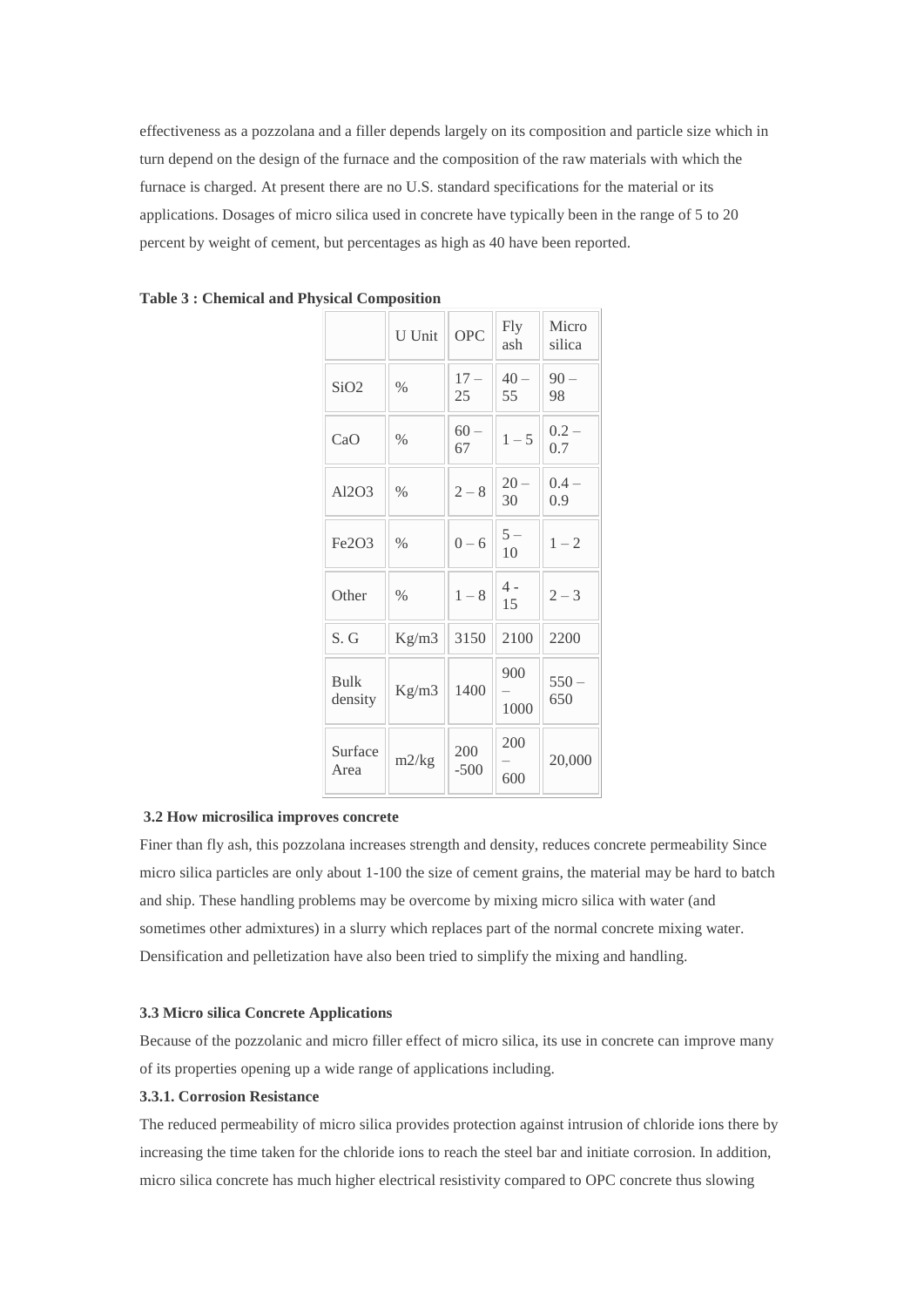effectiveness as a pozzolana and a filler depends largely on its composition and particle size which in turn depend on the design of the furnace and the composition of the raw materials with which the furnace is charged. At present there are no U.S. standard specifications for the material or its applications. Dosages of micro silica used in concrete have typically been in the range of 5 to 20 percent by weight of cement, but percentages as high as 40 have been reported.

**Table 3 : Chemical and Physical Composition**

| | U Unit | OPC | Fly ash | Micro silica |
|---|---|---|---|---|
| $SiO_2$ | % | 17 – 25 | 40 – 55 | 90 – 98 |
| CaO | % | 60 – 67 | 1 – 5 | 0.2 – 0.7 |
| $Al_2O_3$ | % | 2 – 8 | 20 – 30 | 0.4 – 0.9 |
| $Fe_2O_3$ | % | 0 – 6 | 5 – 10 | 1 – 2 |
| Other | % | 1 – 8 | 4 - 15 | 2 – 3 |
| S. G | Kg/m3 | 3150 | 2100 | 2200 |
| Bulk density | Kg/m3 | 1400 | 900 – 1000 | 550 – 650 |
| Surface Area | m2/kg | 200 -500 | 200 – 600 | 20,000 |

### 3.2 How microsilica improves concrete

Finer than fly ash, this pozzolana increases strength and density, reduces concrete permeability Since micro silica particles are only about 1-100 the size of cement grains, the material may be hard to batch and ship. These handling problems may be overcome by mixing micro silica with water (and sometimes other admixtures) in a slurry which replaces part of the normal concrete mixing water. Densification and pelletization have also been tried to simplify the mixing and handling.

### 3.3 Micro silica Concrete Applications

Because of the pozzolanic and micro filler effect of micro silica, its use in concrete can improve many of its properties opening up a wide range of applications including.

#### 3.3.1. Corrosion Resistance

The reduced permeability of micro silica provides protection against intrusion of chloride ions there by increasing the time taken for the chloride ions to reach the steel bar and initiate corrosion. In addition, micro silica concrete has much higher electrical resistivity compared to OPC concrete thus slowing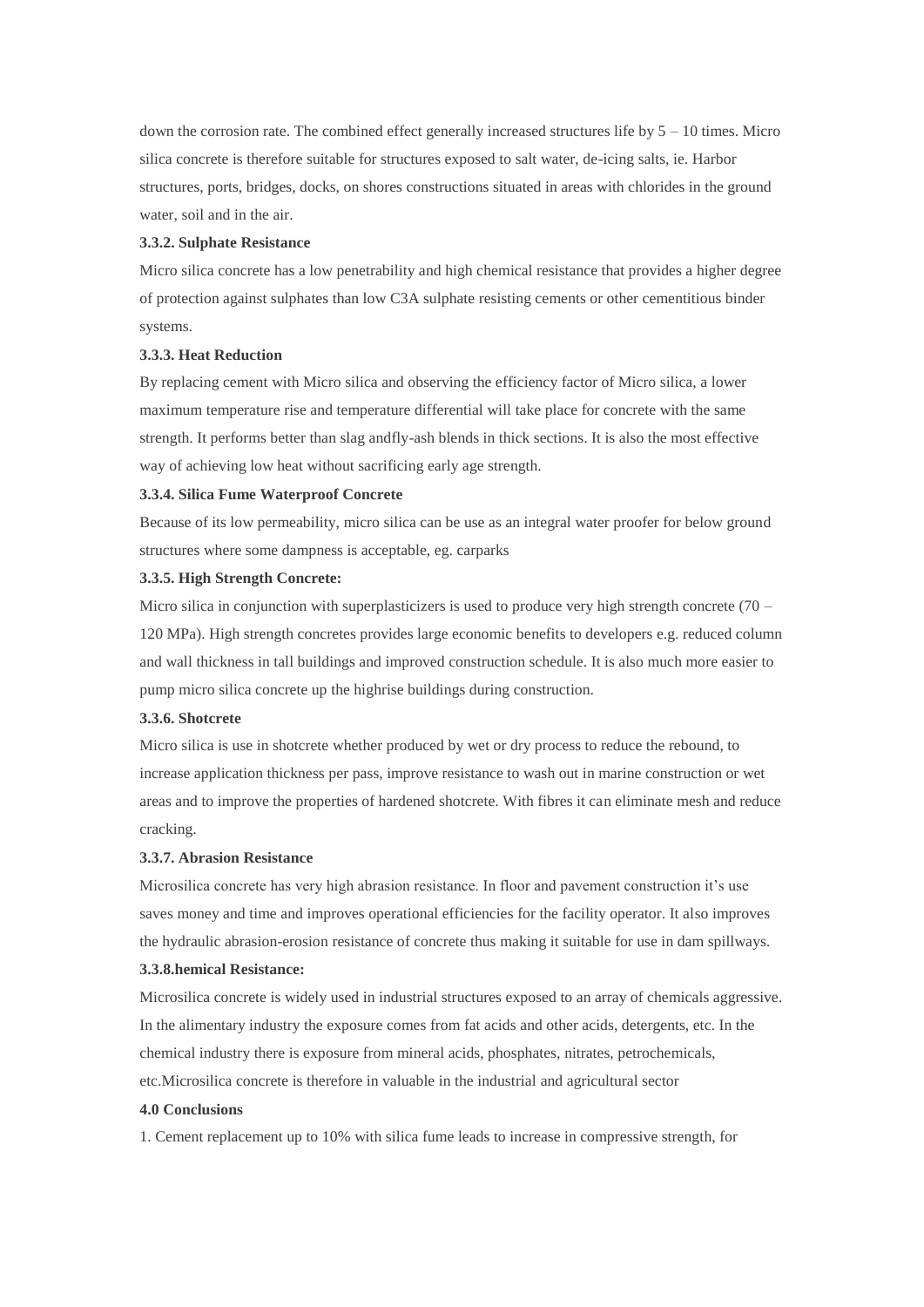down the corrosion rate. The combined effect generally increased structures life by 5 – 10 times. Micro silica concrete is therefore suitable for structures exposed to salt water, de-icing salts, ie. Harbor structures, ports, bridges, docks, on shores constructions situated in areas with chlorides in the ground water, soil and in the air.

### 3.3.2. Sulphate Resistance

Micro silica concrete has a low penetrability and high chemical resistance that provides a higher degree of protection against sulphates than low C3A sulphate resisting cements or other cementitious binder systems.

### 3.3.3. Heat Reduction

By replacing cement with Micro silica and observing the efficiency factor of Micro silica, a lower maximum temperature rise and temperature differential will take place for concrete with the same strength. It performs better than slag andfly-ash blends in thick sections. It is also the most effective way of achieving low heat without sacrificing early age strength.

### 3.3.4. Silica Fume Waterproof Concrete

Because of its low permeability, micro silica can be use as an integral water proofer for below ground structures where some dampness is acceptable, eg. carparks

### 3.3.5. High Strength Concrete:

Micro silica in conjunction with superplasticizers is used to produce very high strength concrete (70 – 120 MPa). High strength concretes provides large economic benefits to developers e.g. reduced column and wall thickness in tall buildings and improved construction schedule. It is also much more easier to pump micro silica concrete up the highrise buildings during construction.

### 3.3.6. Shotcrete

Micro silica is use in shotcrete whether produced by wet or dry process to reduce the rebound, to increase application thickness per pass, improve resistance to wash out in marine construction or wet areas and to improve the properties of hardened shotcrete. With fibres it can eliminate mesh and reduce cracking.

### 3.3.7. Abrasion Resistance

Microsilica concrete has very high abrasion resistance. In floor and pavement construction it's use saves money and time and improves operational efficiencies for the facility operator. It also improves the hydraulic abrasion-erosion resistance of concrete thus making it suitable for use in dam spillways.

### 3.3.8.hemical Resistance:

Microsilica concrete is widely used in industrial structures exposed to an array of chemicals aggressive. In the alimentary industry the exposure comes from fat acids and other acids, detergents, etc. In the chemical industry there is exposure from mineral acids, phosphates, nitrates, petrochemicals, etc.Microsilica concrete is therefore in valuable in the industrial and agricultural sector

## 4.0 Conclusions

1. Cement replacement up to 10% with silica fume leads to increase in compressive strength, for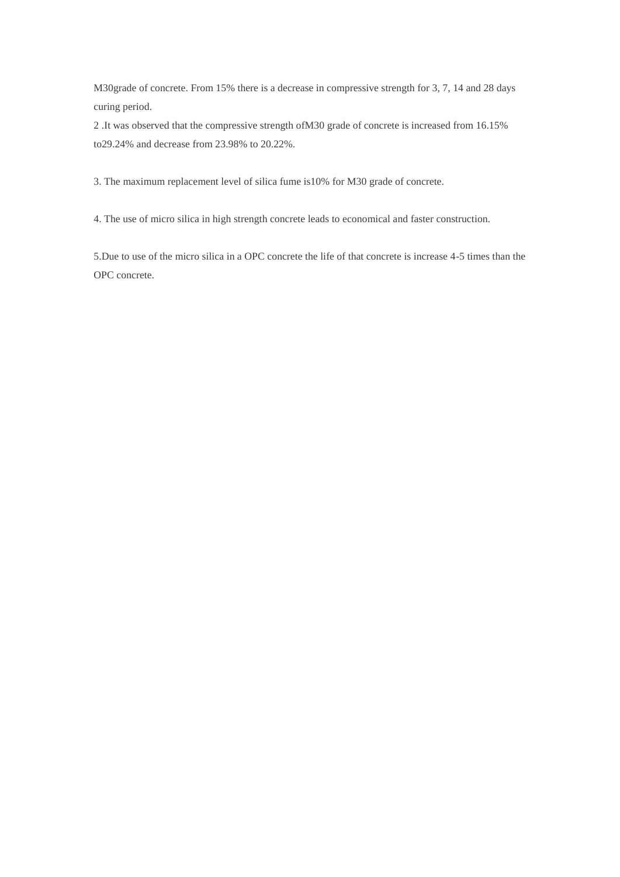M30grade of concrete. From 15% there is a decrease in compressive strength for 3, 7, 14 and 28 days curing period.

2 .It was observed that the compressive strength ofM30 grade of concrete is increased from 16.15% to29.24% and decrease from 23.98% to 20.22%.

3. The maximum replacement level of silica fume is10% for M30 grade of concrete.

4. The use of micro silica in high strength concrete leads to economical and faster construction.

5.Due to use of the micro silica in a OPC concrete the life of that concrete is increase 4-5 times than the OPC concrete.